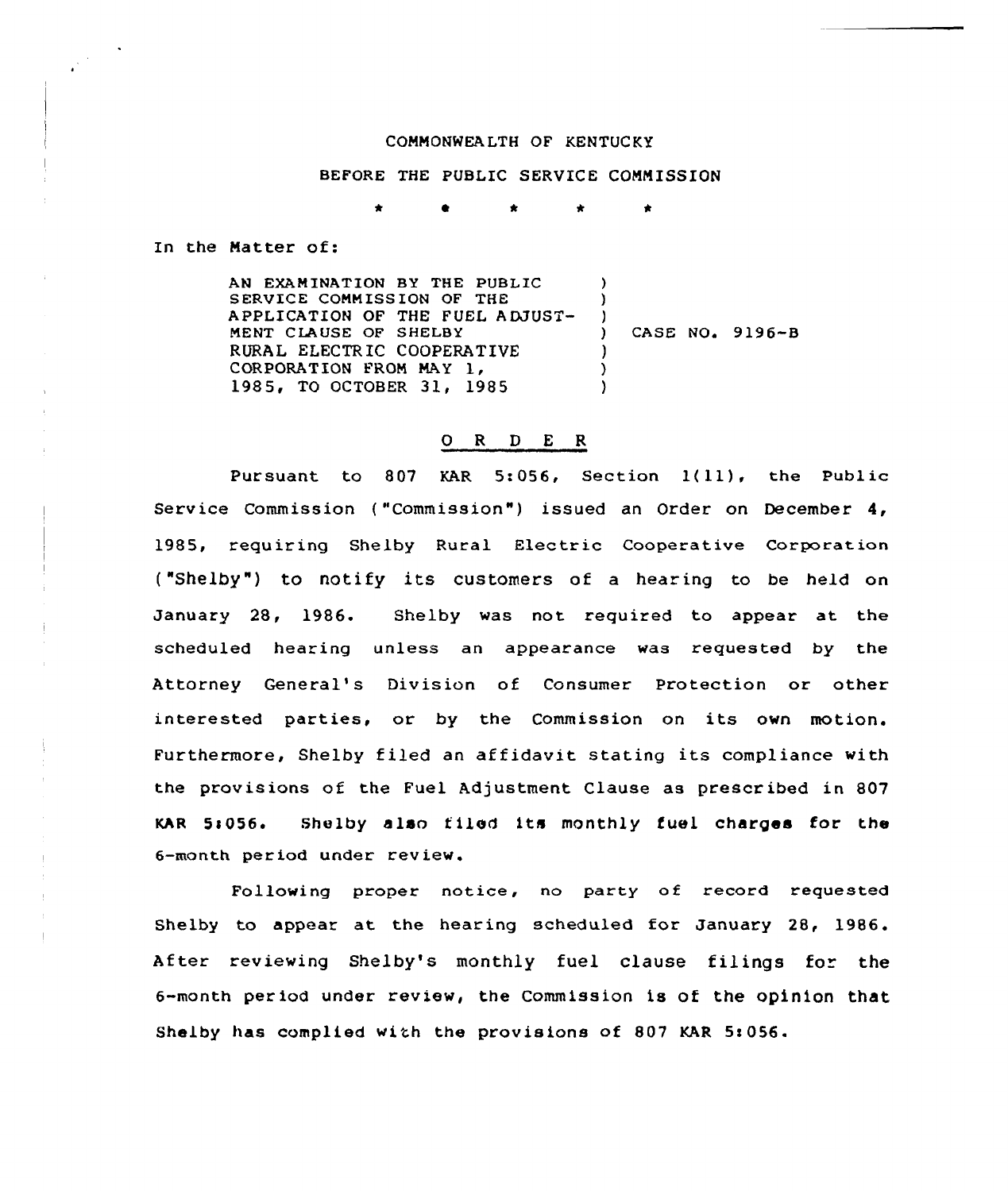COMMONWEALTH OF KENTUCKY

BEFORE THE PUBLIC SERVICE COMMISSION

\* \* \* \* \*

In the Matter of:

| | | |
|---|---|---|
| AN EXAMINATION BY THE PUBLIC SERVICE COMMISSION OF THE APPLICATION OF THE FUEL ADJUSTMENT CLAUSE OF SHELBY RURAL ELECTRIC COOPERATIVE CORPORATION FROM MAY 1, 1985, TO OCTOBER 31, 1985 | ) | CASE NO. 9196-B |

# O R D E R

Pursuant to 807 KAR 5:056, Section 1(11), the Public Service Commission ("Commission") issued an Order on December 4, 1985, requiring Shelby Rural Electric Cooperative Corporation ("Shelby") to notify its customers of a hearing to be held on January 28, 1986. Shelby was not required to appear at the scheduled hearing unless an appearance was requested by the Attorney General's Division of Consumer Protection or other interested parties, or by the Commission on its own motion. Furthermore, Shelby filed an affidavit stating its compliance with the provisions of the Fuel Adjustment Clause as prescribed in 807 KAR 5:056. Shelby also filed its monthly fuel charges for the 6-month period under review.

Following proper notice, no party of record requested Shelby to appear at the hearing scheduled for January 28, 1986. After reviewing Shelby's monthly fuel clause filings for the 6-month period under review, the Commission is of the opinion that Shelby has complied with the provisions of 807 KAR 5:056.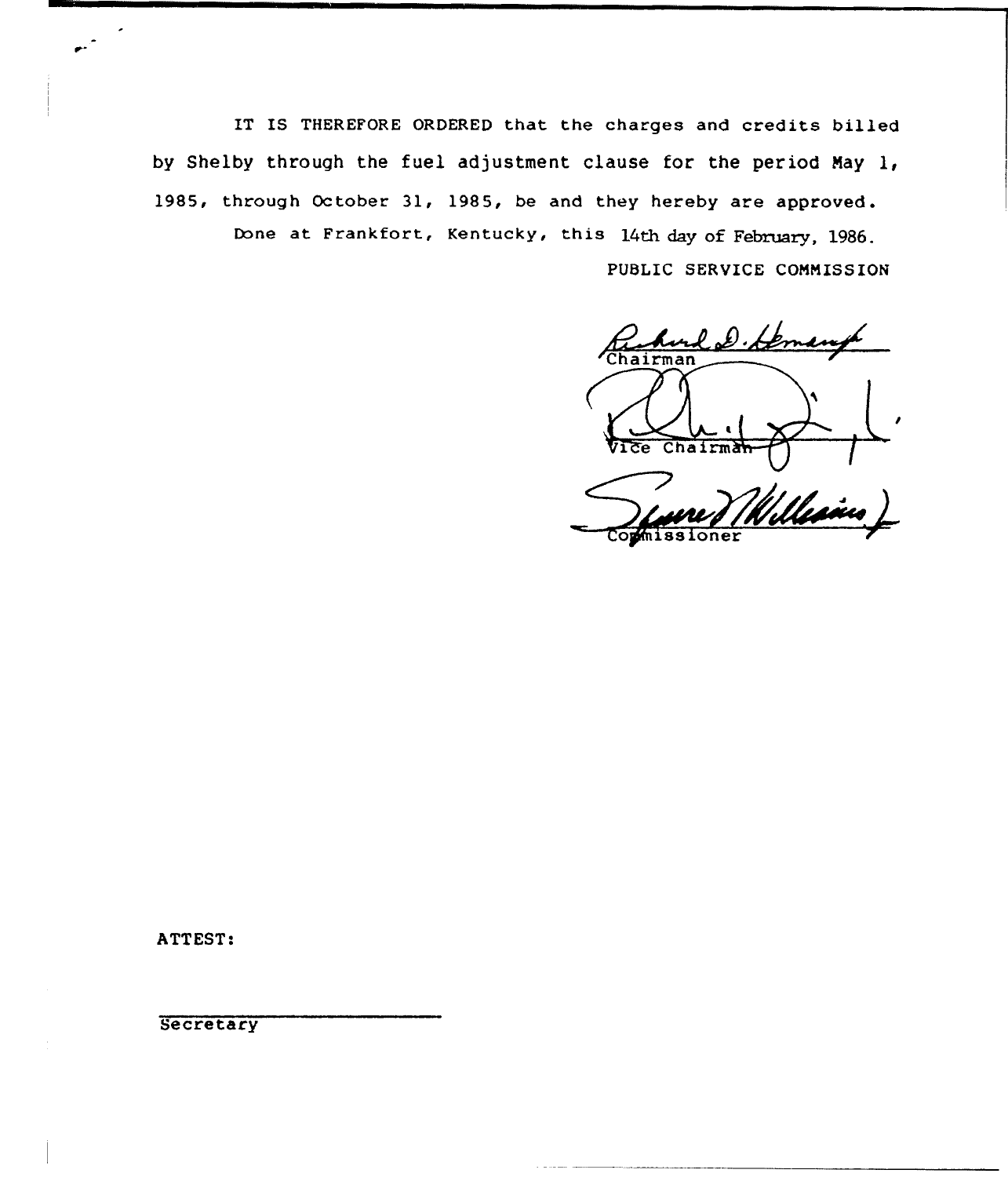IT IS THEREFORE ORDERED that the charges and credits billed by Shelby through the fuel adjustment clause for the period May 1, 1985, through October 31, 1985, be and they hereby are approved.

Done at Frankfort, Kentucky, this 14th day of February, 1986.

PUBLIC SERVICE COMMISSION

Chairman

Vice Chairman

Commissioner

ATTEST:

Secretary